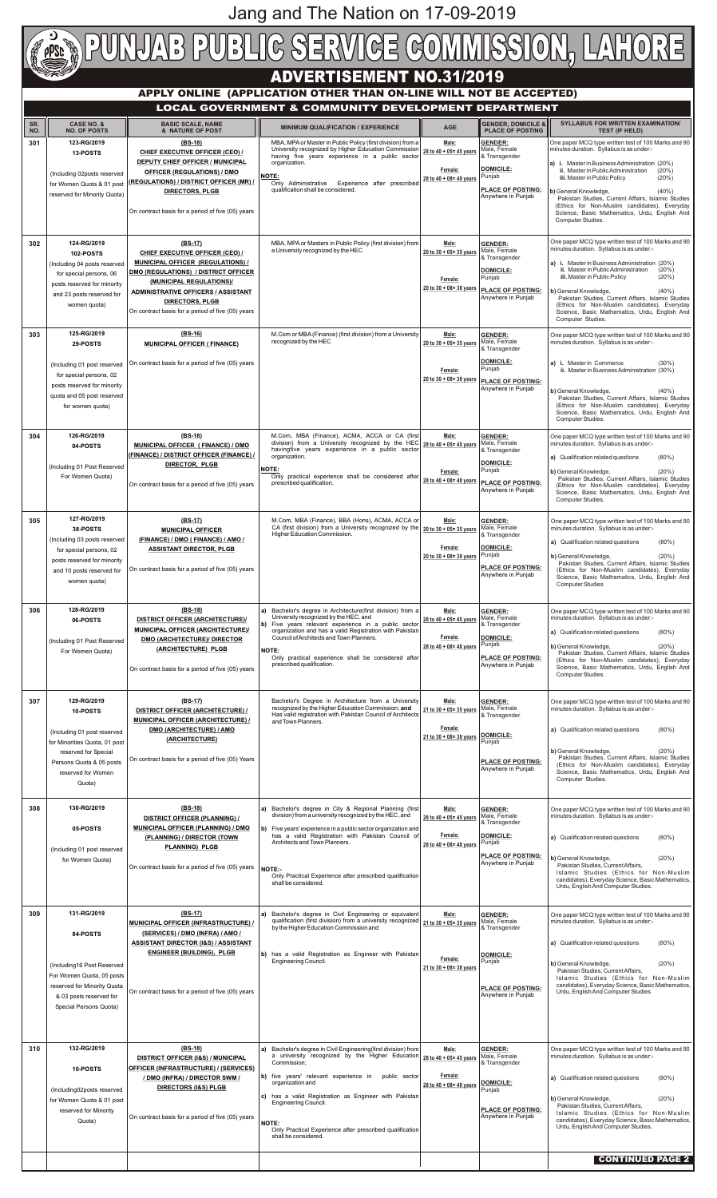Jang and The Nation on 17-09-2019

# PUNJAB PUBLIC SERVICE COMMISSION, LAHORE

## ADVERTISEMENT NO.31/2019

### APPLY ONLINE (APPLICATION OTHER THAN ON-LINE WILL NOT BE ACCEPTED)

### LOCAL GOVERNMENT & COMMUNITY DEVELOPMENT DEPARTMENT

| SR. NO. | CASE NO. & NO. OF POSTS | BASIC SCALE, NAME & NATURE OF POST | MINIMUM QUALIFICATION / EXPERIENCE | AGE | GENDER, DOMICILE & PLACE OF POSTING | SYLLABUS FOR WRITTEN EXAMINATION/ TEST (IF HELD) |
|---|---|---|---|---|---|---|
| 301 | 123-RG/2019<br>13-POSTS<br>(Including 02posts reserved for Women Quota & 01 post reserved for Minority Quota) | (BS-18)<br>CHIEF EXECUTIVE OFFICER (CEO) / DEPUTY CHIEF OFFICER / MUNICIPAL OFFICER (REGULATIONS) / DMO (REGULATIONS) / DISTRICT OFFICER (MR) / DIRECTORS, PLGB<br>On contract basis for a period of five (05) years | MBA, MPA or Master in Public Policy (first division) from a University recognized by Higher Education Commission having five years experience in a public sector organization.<br>NOTE:<br>Only Administrative Experience after prescribed qualification shall be considered. | Male:<br>28 to 40 + 05= 45 years<br>Female:<br>28 to 40 + 08= 48 years | GENDER:<br>Male, Female & Transgender<br>DOMICILE:<br>Punjab<br>PLACE OF POSTING:<br>Anywhere in Punjab | One paper MCQ type written test of 100 Marks and 90 minutes duration. Syllabus is as under:-<br>a) i. Master in Business Administration (20%)<br>ii. Master in Public Administration (20%)<br>iii. Master in Public Policy (20%)<br>b) General Knowledge, (40%)<br>Pakistan Studies, Current Affairs, Islamic Studies (Ethics for Non-Muslim candidates), Everyday Science, Basic Mathematics, Urdu, English And Computer Studies. |
| 302 | 124-RG/2019<br>102-POSTS<br>(Including 04 posts reserved for special persons, 06 posts reserved for minority and 23 posts reserved for women quota) | (BS-17)<br>CHIEF EXECUTIVE OFFICER (CEO) / MUNICIPAL OFFICER (REGULATIONS) / DMO (REGULATIONS) / DISTRICT OFFICER (MUNICIPAL REGULATIONS)/ ADMINISTRATIVE OFFICERS / ASSISTANT DIRECTORS, PLGB<br>On contract basis for a period of five (05) years | MBA, MPA or Masters in Public Policy (first division) from a University recognized by the HEC | Male:<br>20 to 30 + 05= 35 years<br>Female:<br>20 to 30 + 08= 38 years | GENDER:<br>Male, Female & Transgender<br>DOMICILE:<br>Punjab<br>PLACE OF POSTING:<br>Anywhere in Punjab | One paper MCQ type written test of 100 Marks and 90 minutes duration. Syllabus is as under:-<br>a) i. Master in Business Administration (20%)<br>ii. Master in Public Administration (20%)<br>iii. Master in Public Policy (20%)<br>b) General Knowledge, (40%)<br>Pakistan Studies, Current Affairs, Islamic Studies (Ethics for Non-Muslim candidates), Everyday Science, Basic Mathematics, Urdu, English And Computer Studies. |
| 303 | 125-RG/2019<br>29-POSTS<br>(Including 01 post reserved for special persons, 02 posts reserved for minority quota and 05 post reserved for women quota) | (BS-16)<br>MUNICIPAL OFFICER ( FINANCE)<br>On contract basis for a period of five (05) years | M.Com or MBA (Finance) (first division) from a University recognized by the HEC | Male:<br>20 to 30 + 05= 35 years<br>Female:<br>20 to 30 + 08= 38 years | GENDER:<br>Male, Female & Transgender<br>DOMICILE:<br>Punjab<br>PLACE OF POSTING:<br>Anywhere in Punjab | One paper MCQ type written test of 100 Marks and 90 minutes duration. Syllabus is as under:-<br>a) i. Master in Commerce (30%)<br>ii. Master in Business Administration (30%)<br>b) General Knowledge, (40%)<br>Pakistan Studies, Current Affairs, Islamic Studies (Ethics for Non-Muslim candidates), Everyday Science, Basic Mathematics, Urdu, English And Computer Studies. |
| 304 | 126-RG/2019<br>04-POSTS<br>(Including 01 Post Reserved For Women Quota) | (BS-18)<br>MUNICIPAL OFFICER ( FINANCE) / DMO (FINANCE) / DISTRICT OFFICER (FINANCE) / DIRECTOR, PLGB<br>On contract basis for a period of five (05) years | M.Com, MBA (Finance), ACMA, ACCA or CA (first division) from a University recognized by the HEC havingfive years experience in a public sector organization.<br>NOTE:<br>Only practical experience shall be considered after prescribed qualification. | Male:<br>28 to 40 + 05= 45 years<br>Female:<br>28 to 40 + 08= 48 years | GENDER:<br>Male, Female & Transgender<br>DOMICILE:<br>Punjab<br>PLACE OF POSTING:<br>Anywhere in Punjab | One paper MCQ type written test of 100 Marks and 90 minutes duration. Syllabus is as under:-<br>a) Qualification related questions (80%)<br>b) General Knowledge, (20%)<br>Pakistan Studies, Current Affairs, Islamic Studies (Ethics for Non-Muslim candidates), Everyday Science, Basic Mathematics, Urdu, English And Computer Studies. |
| 305 | 127-RG/2019<br>38-POSTS<br>(Including 03 posts reserved for special persons, 02 posts reserved for minority and 10 posts reserved for women quota) | (BS-17)<br>MUNICIPAL OFFICER (FINANCE) / DMO ( FINANCE) / AMO / ASSISTANT DIRECTOR, PLGB<br>On contract basis for a period of five (05) years | M.Com, MBA (Finance), BBA (Hons), ACMA, ACCA or CA (first division) from a University recognized by the Higher Education Commission. | Male:<br>20 to 30 + 05= 35 years<br>Female:<br>20 to 30 + 08= 38 years | GENDER:<br>Male, Female & Transgender<br>DOMICILE:<br>Punjab<br>PLACE OF POSTING:<br>Anywhere in Punjab | One paper MCQ type written test of 100 Marks and 90 minutes duration. Syllabus is as under:-<br>a) Qualification related questions (80%)<br>b) General Knowledge, (20%)<br>Pakistan Studies, Current Affairs, Islamic Studies (Ethics for Non-Muslim candidates), Everyday Science, Basic Mathematics, Urdu, English And Computer Studies |
| 306 | 128-RG/2019<br>06-POSTS<br>(Including 01 Post Reserved For Women Quota) | (BS-18)<br>DISTRICT OFFICER (ARCHITECTURE)/ MUNICIPAL OFFICER (ARCHITECTURE)/ DMO (ARCHITECTURE)/ DIRECTOR (ARCHITECTURE) PLGB<br>On contract basis for a period of five (05) years | a) Bachelor's degree in Architecture(first division) from a University recognized by the HEC, and<br>b) Five years relevant experience in a public sector organization and has a valid Registration with Pakistan Council of Architects and Town Planners.<br>NOTE:<br>Only practical experience shall be considered after prescribed qualification. | Male:<br>28 to 40 + 05= 45 years<br>Female:<br>28 to 40 + 08= 48 years | GENDER:<br>Male, Female & Transgender<br>DOMICILE:<br>Punjab<br>PLACE OF POSTING:<br>Anywhere in Punjab | One paper MCQ type written test of 100 Marks and 90 minutes duration. Syllabus is as under:-<br>a) Qualification related questions (80%)<br>b) General Knowledge, (20%)<br>Pakistan Studies, Current Affairs, Islamic Studies (Ethics for Non-Muslim candidates), Everyday Science, Basic Mathematics, Urdu, English And Computer Studies |
| 307 | 129-RG/2019<br>10-POSTS<br>(Including 01 post reserved for Minorities Quota, 01 post reserved for Special Persons Quota & 05 posts reserved for Women Quota) | (BS-17)<br>DISTRICT OFFICER (ARCHITECTURE) / MUNICIPAL OFFICER (ARCHITECTURE) / DMO (ARCHITECTURE) / AMO (ARCHITECTURE)<br>On contract basis for a period of five (05) Years | Bachelor's Degree in Architecture from a University recognized by the Higher Education Commission; and Has valid registration with Pakistan Council of Architects and Town Planners. | Male:<br>21 to 30 + 05= 35 years<br>Female:<br>21 to 30 + 08= 38 years | GENDER:<br>Male, Female & Transgender<br>DOMICILE:<br>Punjab<br>PLACE OF POSTING:<br>Anywhere in Punjab | One paper MCQ type written test of 100 Marks and 90 minutes duration. Syllabus is as under:-<br>a) Qualification related questions (80%)<br>b) General Knowledge, (20%)<br>Pakistan Studies, Current Affairs, Islamic Studies (Ethics for Non-Muslim candidates), Everyday Science, Basic Mathematics, Urdu, English And Computer Studies. |
| 308 | 130-RG/2019<br>05-POSTS<br>(Including 01 post reserved for Women Quota) | (BS-18)<br>DISTRICT OFFICER (PLANNING) / MUNICIPAL OFFICER (PLANNING) / DMO (PLANNING) / DIRECTOR (TOWN PLANNING) PLGB<br>On contract basis for a period of five (05) years | a) Bachelor's degree in City & Regional Planning (first division) from a university recognized by the HEC, and<br>b) Five years' experience in a public sector organization and has a valid Registration with Pakistan Council of Architects and Town Planners.<br>NOTE:-<br>Only Practical Experience after prescribed qualification shall be considered. | Male:<br>28 to 40 + 05= 45 years<br>Female:<br>28 to 40 + 08= 48 years | GENDER:<br>Male, Female & Transgender<br>DOMICILE:<br>Punjab<br>PLACE OF POSTING:<br>Anywhere in Punjab | One paper MCQ type written test of 100 Marks and 90 minutes duration. Syllabus is as under:-<br>a) Qualification related questions (80%)<br>b) General Knowledge, (20%)<br>Pakistan Studies, Current Affairs, Islamic Studies (Ethics for Non-Muslim candidates), Everyday Science, Basic Mathematics, Urdu, English And Computer Studies. |
| 309 | 131-RG/2019<br>84-POSTS<br>(Including16 Post Reserved For Women Quota, 05 posts reserved for Minority Quota & 03 posts reserved for Special Persons Quota) | (BS-17)<br>MUNICIPAL OFFICER (INFRASTRUCTURE) / (SERVICES) / DMO (INFRA) / AMO / ASSISTANT DIRECTOR (I&S) / ASSISTANT ENGINEER (BUILDING), PLGB<br>On contract basis for a period of five (05) years | a) Bachelor's degree in Civil Engineering or equivalent qualification (first division) from a university recognized by the Higher Education Commission and<br>b) has a valid Registration as Engineer with Pakistan Engineering Council. | Male:<br>21 to 30 + 05= 35 years<br>Female:<br>21 to 30 + 08= 38 years | GENDER:<br>Male, Female & Transgender<br>DOMICILE:<br>Punjab<br>PLACE OF POSTING:<br>Anywhere in Punjab | One paper MCQ type written test of 100 Marks and 90 minutes duration. Syllabus is as under:-<br>a) Qualification related questions (80%)<br>b) General Knowledge, (20%)<br>Pakistan Studies, Current Affairs, Islamic Studies (Ethics for Non-Muslim candidates), Everyday Science, Basic Mathematics, Urdu, English And Computer Studies |
| 310 | 132-RG/2019<br>10-POSTS<br>(Including02posts reserved for Women Quota & 01 post reserved for Minority Quota) | (BS-18)<br>DISTRICT OFFICER (I&S) / MUNICIPAL OFFICER (INFRASTRUCTURE) / (SERVICES) / DMO (INFRA) / DIRECTOR SWM / DIRECTORS (I&S) PLGB<br>On contract basis for a period of five (05) years | a) Bachelor's degree in Civil Engineering(first division) from a university recognized by the Higher Education Commission;<br>b) five years' relevant experience in public sector organization and<br>c) has a valid Registration as Engineer with Pakistan Engineering Council.<br>NOTE:<br>Only Practical Experience after prescribed qualification shall be considered. | Male:<br>28 to 40 + 05= 45 years<br>Female:<br>28 to 40 + 08= 48 years | GENDER:<br>Male, Female & Transgender<br>DOMICILE:<br>Punjab<br>PLACE OF POSTING:<br>Anywhere in Punjab | One paper MCQ type written test of 100 Marks and 90 minutes duration. Syllabus is as under:-<br>a) Qualification related questions (80%)<br>b) General Knowledge, (20%)<br>Pakistan Studies, Current Affairs, Islamic Studies (Ethics for Non-Muslim candidates), Everyday Science, Basic Mathematics, Urdu, English And Computer Studies. |

CONTINUED PAGE 2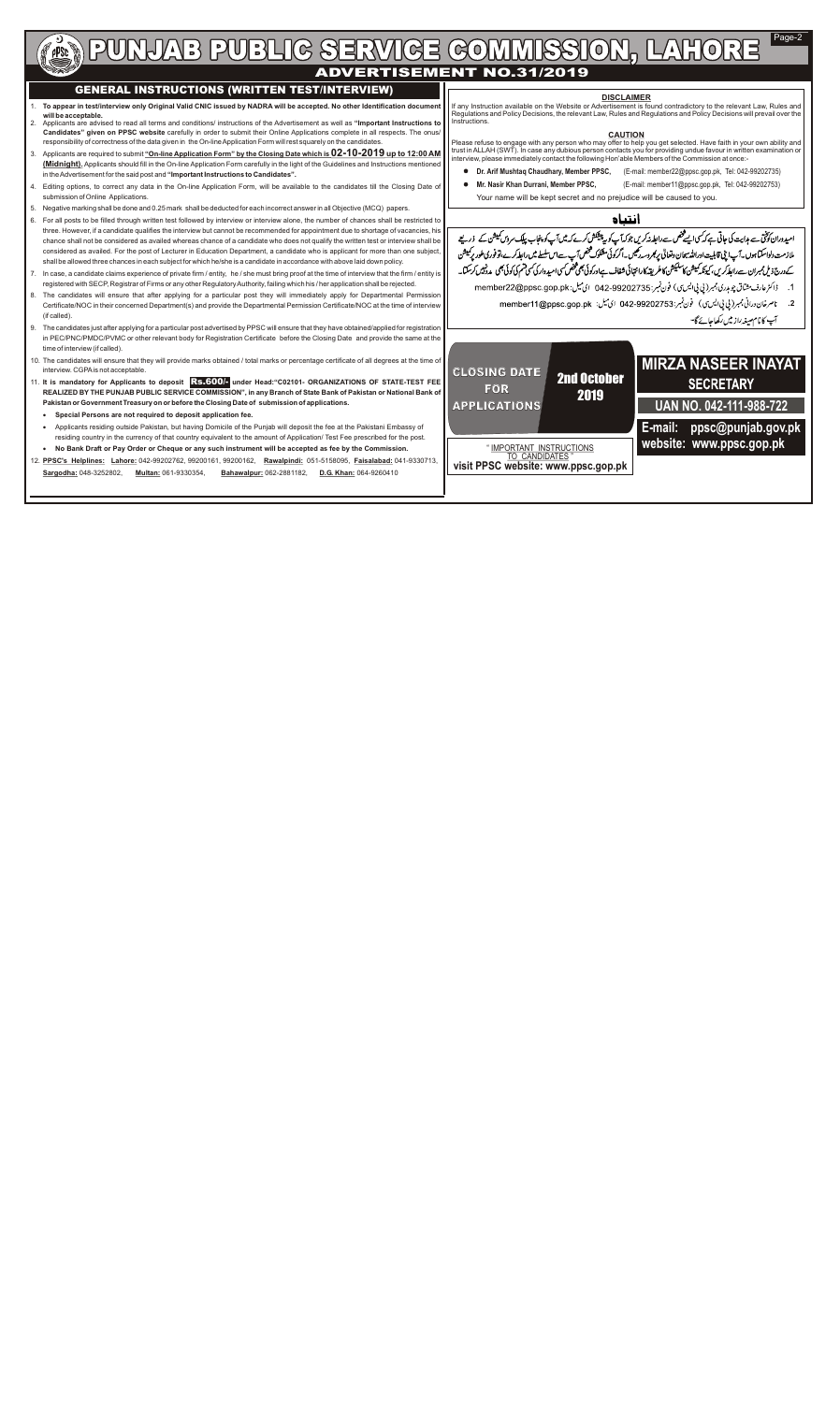# PUNJAB PUBLIC SERVICE COMMISSION, LAHORE

## ADVERTISEMENT NO.31/2019

### GENERAL INSTRUCTIONS (WRITTEN TEST/INTERVIEW)

1. **To appear in test/interview only Original Valid CNIC issued by NADRA will be accepted. No other Identification document will be acceptable.**
2. Applicants are advised to read all terms and conditions/ instructions of the Advertisement as well as **"Important Instructions to Candidates" given on PPSC website** carefully in order to submit their Online Applications complete in all respects. The onus/ responsibility of correctness of the data given in the On-line Application Form will rest squarely on the candidates.
3. Applicants are required to submit **"On-line Application Form" by the Closing Date which is 02-10-2019 up to 12:00 AM (Midnight).** Applicants should fill in the On-line Application Form carefully in the light of the Guidelines and Instructions mentioned in the Advertisement for the said post and **"Important Instructions to Candidates".**
4. Editing options, to correct any data in the On-line Application Form, will be available to the candidates till the Closing Date of submission of Online Applications.
5. Negative marking shall be done and 0.25 mark shall be deducted for each incorrect answer in all Objective (MCQ) papers.
6. For all posts to be filled through written test followed by interview or interview alone, the number of chances shall be restricted to three. However, if a candidate qualifies the interview but cannot be recommended for appointment due to shortage of vacancies, his chance shall not be considered as availed whereas chance of a candidate who does not qualify the written test or interview shall be considered as availed. For the post of Lecturer in Education Department, a candidate who is applicant for more than one subject, shall be allowed three chances in each subject for which he/she is a candidate in accordance with above laid down policy.
7. In case, a candidate claims experience of private firm / entity, he / she must bring proof at the time of interview that the firm / entity is registered with SECP, Registrar of Firms or any other Regulatory Authority, failing which his / her application shall be rejected.
8. The candidates will ensure that after applying for a particular post they will immediately apply for Departmental Permission Certificate/NOC in their concerned Department(s) and provide the Departmental Permission Certificate/NOC at the time of interview (if called).
9. The candidates just after applying for a particular post advertised by PPSC will ensure that they have obtained/applied for registration in PEC/PNC/PMDC/PVMC or other relevant body for Registration Certificate before the Closing Date and provide the same at the time of interview (if called).
10. The candidates will ensure that they will provide marks obtained / total marks or percentage certificate of all degrees at the time of interview. CGPA is not acceptable.
11. **It is mandatory for Applicants to deposit Rs.600/- under Head:"C02101- ORGANIZATIONS OF STATE-TEST FEE REALIZED BY THE PUNJAB PUBLIC SERVICE COMMISSION", in any Branch of State Bank of Pakistan or National Bank of Pakistan or Government Treasury on or before the Closing Date of submission of applications.**
    - **Special Persons are not required to deposit application fee.**
    - Applicants residing outside Pakistan, but having Domicile of the Punjab will deposit the fee at the Pakistani Embassy of residing country in the currency of that country equivalent to the amount of Application/ Test Fee prescribed for the post.
    - **No Bank Draft or Pay Order or Cheque or any such instrument will be accepted as fee by the Commission.**
12. **PPSC's Helplines:** **Lahore:** 042-99202762, 99200161, 99200162, **Rawalpindi:** 051-5158095, **Faisalabad:** 041-9330713, **Sargodha:** 048-3252802, **Multan:** 061-9330354, **Bahawalpur:** 062-2881182, **D.G. Khan:** 064-9260410

### DISCLAIMER

If any Instruction available on the Website or Advertisement is found contradictory to the relevant Law, Rules and Regulations and Policy Decisions, the relevant Law, Rules and Regulations and Policy Decisions will prevail over the Instructions.

### CAUTION

Please refuse to engage with any person who may offer to help you get selected. Have faith in your own ability and trust in ALLAH (SWT). In case any dubious person contacts you for providing undue favour in written examination or interview, please immediately contact the following Hon'able Members of the Commission at once:-

- **Dr. Arif Mushtaq Chaudhary, Member PPSC,** (E-mail: member22@ppsc.gop.pk, Tel: 042-99202735)
- **Mr. Nasir Khan Durrani, Member PPSC,** (E-mail: member11@ppsc.gop.pk, Tel: 042-99202753)

Your name will be kept secret and no prejudice will be caused to you.

### انتباہ

امیدواران کو تنبیہ سے ہدایت کی جاتی ہے کہ کسی ایسے شخص سے رابطہ نہ کریں جو کہ آپ کو یہ پیشکش کرے کہ میں آپ کو پنجاب پبلک سروس کمیشن کے ذریعے ملازمت دلواسکتا ہوں۔ آپ اپنی قابلیت اور اللہ سبحان وتعالیٰ پر بھروسہ رکھیں۔ اگر کوئی مشکوک شخص آپ سے اس سلسلے میں رابطہ کرے، تو فوری طور پر کمیشن کے درج ذیل ممبران سے رابطہ کریں، کیونکہ کمیشن کا سلیکشن کا طریقہ کار انتہائی شفاف ہے اور کوئی بھی شخص کسی امیدوار کی کسی قسم کی کوئی بھی مدد نہیں کر سکتا۔

1. ڈاکٹر عارف مشتاق چوہدری، ممبر (پی پی ایس سی) فون نمبر: 042-99202735 ای میل: member22@ppsc.gop.pk
2. ناصر خان درانی، ممبر (پی پی ایس سی) فون نمبر: 042-99202753 ای میل: member11@ppsc.gop.pk

آپ کا نام صیغہ راز میں رکھا جائے گا۔

**CLOSING DATE FOR APPLICATIONS** — **2nd October 2019**

" IMPORTANT INSTRUCTIONS TO CANDIDATES "
**visit PPSC website: www.ppsc.gop.pk**

**MIRZA NASEER INAYAT**
**SECRETARY**

**UAN NO. 042-111-988-722**

**E-mail: ppsc@punjab.gov.pk**
**website: www.ppsc.gop.pk**